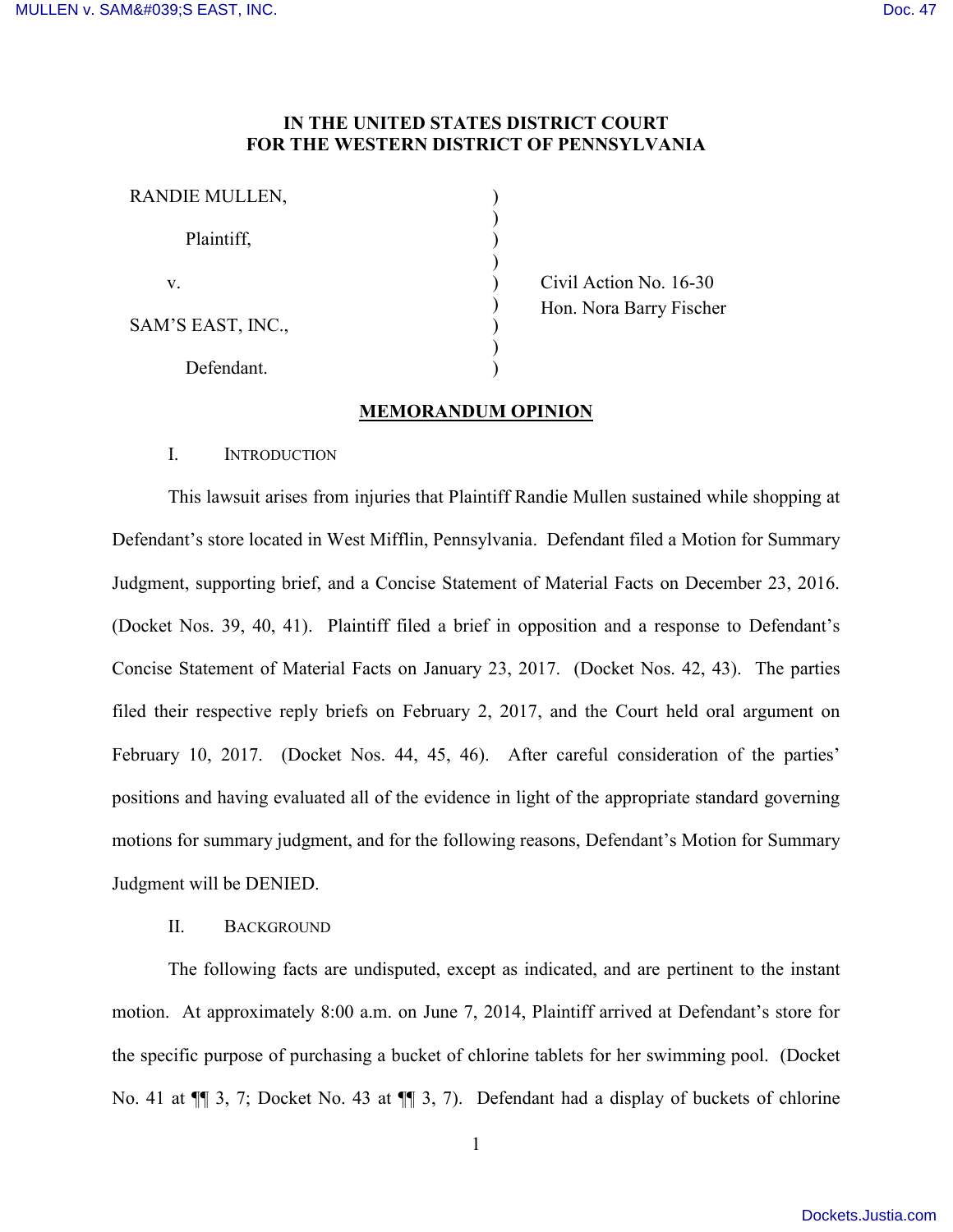**IN THE UNITED STATES DISTRICT COURT**
**FOR THE WESTERN DISTRICT OF PENNSYLVANIA**

| | | |
|---|---|---|
| RANDIE MULLEN, | ) | |
| Plaintiff, | ) | |
| v. | ) | Civil Action No. 16-30 |
| | ) | Hon. Nora Barry Fischer |
| SAM'S EAST, INC., | ) | |
| Defendant. | ) | |

**MEMORANDUM OPINION**

I. INTRODUCTION

This lawsuit arises from injuries that Plaintiff Randie Mullen sustained while shopping at Defendant's store located in West Mifflin, Pennsylvania. Defendant filed a Motion for Summary Judgment, supporting brief, and a Concise Statement of Material Facts on December 23, 2016. (Docket Nos. 39, 40, 41). Plaintiff filed a brief in opposition and a response to Defendant's Concise Statement of Material Facts on January 23, 2017. (Docket Nos. 42, 43). The parties filed their respective reply briefs on February 2, 2017, and the Court held oral argument on February 10, 2017. (Docket Nos. 44, 45, 46). After careful consideration of the parties' positions and having evaluated all of the evidence in light of the appropriate standard governing motions for summary judgment, and for the following reasons, Defendant's Motion for Summary Judgment will be DENIED.

II. BACKGROUND

The following facts are undisputed, except as indicated, and are pertinent to the instant motion. At approximately 8:00 a.m. on June 7, 2014, Plaintiff arrived at Defendant's store for the specific purpose of purchasing a bucket of chlorine tablets for her swimming pool. (Docket No. 41 at ¶¶ 3, 7; Docket No. 43 at ¶¶ 3, 7). Defendant had a display of buckets of chlorine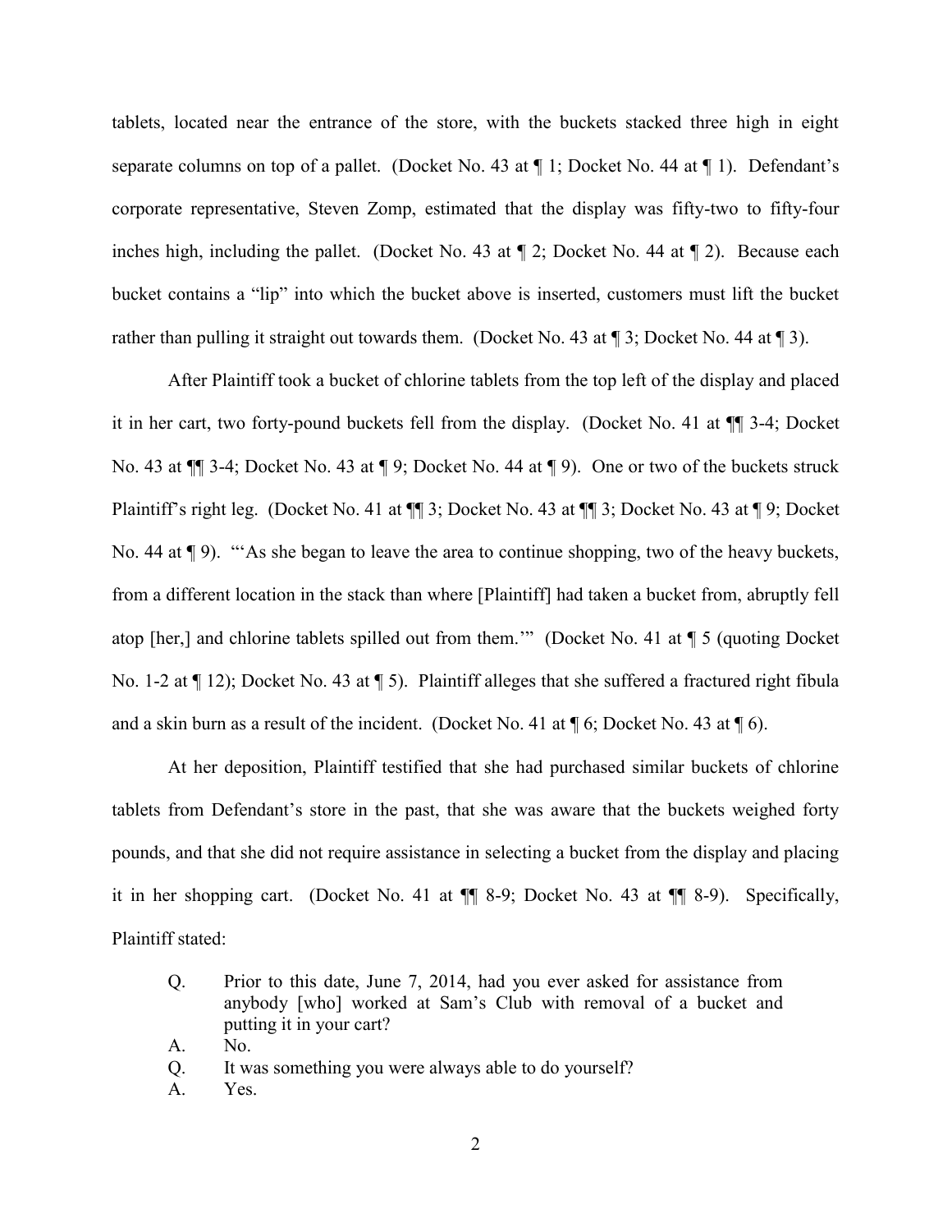tablets, located near the entrance of the store, with the buckets stacked three high in eight separate columns on top of a pallet. (Docket No. 43 at ¶ 1; Docket No. 44 at ¶ 1). Defendant's corporate representative, Steven Zomp, estimated that the display was fifty-two to fifty-four inches high, including the pallet. (Docket No. 43 at ¶ 2; Docket No. 44 at ¶ 2). Because each bucket contains a "lip" into which the bucket above is inserted, customers must lift the bucket rather than pulling it straight out towards them. (Docket No. 43 at ¶ 3; Docket No. 44 at ¶ 3).

After Plaintiff took a bucket of chlorine tablets from the top left of the display and placed it in her cart, two forty-pound buckets fell from the display. (Docket No. 41 at ¶¶ 3-4; Docket No. 43 at ¶¶ 3-4; Docket No. 43 at ¶ 9; Docket No. 44 at ¶ 9). One or two of the buckets struck Plaintiff's right leg. (Docket No. 41 at ¶¶ 3; Docket No. 43 at ¶¶ 3; Docket No. 43 at ¶ 9; Docket No. 44 at ¶ 9). "'As she began to leave the area to continue shopping, two of the heavy buckets, from a different location in the stack than where [Plaintiff] had taken a bucket from, abruptly fell atop [her,] and chlorine tablets spilled out from them.'" (Docket No. 41 at ¶ 5 (quoting Docket No. 1-2 at ¶ 12); Docket No. 43 at ¶ 5). Plaintiff alleges that she suffered a fractured right fibula and a skin burn as a result of the incident. (Docket No. 41 at ¶ 6; Docket No. 43 at ¶ 6).

At her deposition, Plaintiff testified that she had purchased similar buckets of chlorine tablets from Defendant's store in the past, that she was aware that the buckets weighed forty pounds, and that she did not require assistance in selecting a bucket from the display and placing it in her shopping cart. (Docket No. 41 at ¶¶ 8-9; Docket No. 43 at ¶¶ 8-9). Specifically, Plaintiff stated:

> Q. Prior to this date, June 7, 2014, had you ever asked for assistance from anybody [who] worked at Sam's Club with removal of a bucket and putting it in your cart?
>
> A. No.
>
> Q. It was something you were always able to do yourself?
>
> A. Yes.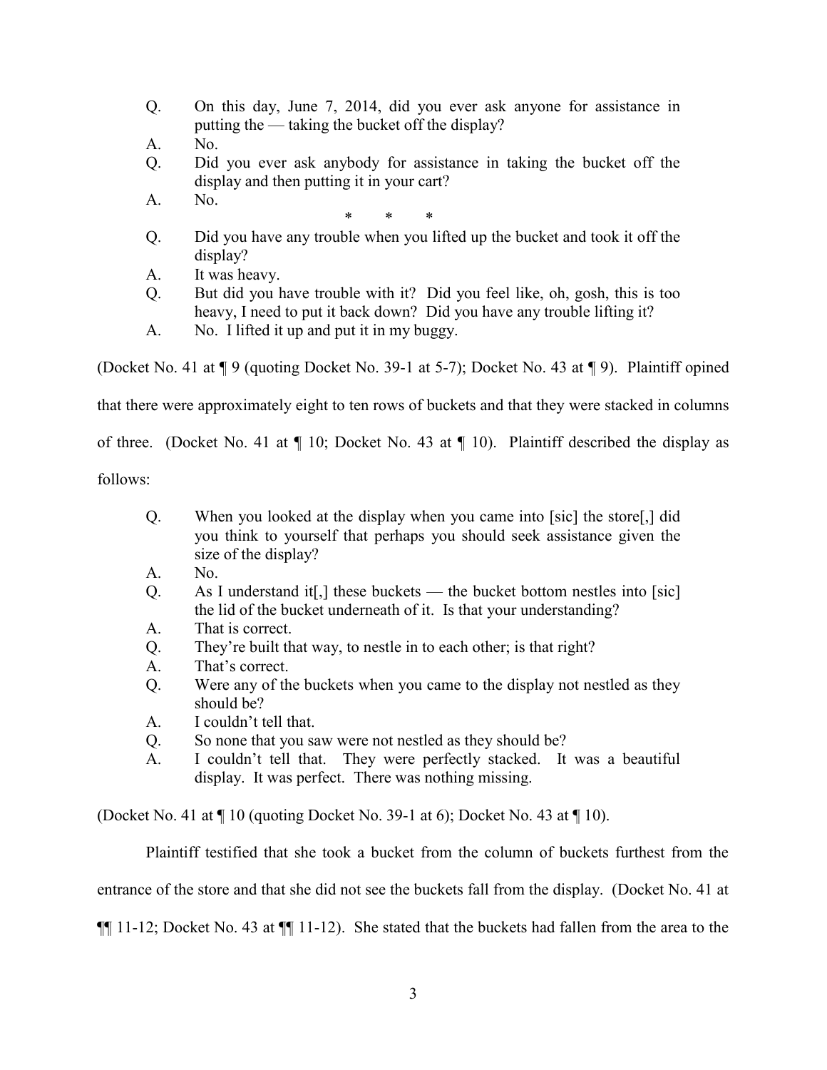Q. On this day, June 7, 2014, did you ever ask anyone for assistance in putting the — taking the bucket off the display?

A. No.

Q. Did you ever ask anybody for assistance in taking the bucket off the display and then putting it in your cart?

A. No.

\* \* \*

Q. Did you have any trouble when you lifted up the bucket and took it off the display?

A. It was heavy.

Q. But did you have trouble with it? Did you feel like, oh, gosh, this is too heavy, I need to put it back down? Did you have any trouble lifting it?

A. No. I lifted it up and put it in my buggy.

(Docket No. 41 at ¶ 9 (quoting Docket No. 39-1 at 5-7); Docket No. 43 at ¶ 9). Plaintiff opined that there were approximately eight to ten rows of buckets and that they were stacked in columns of three. (Docket No. 41 at ¶ 10; Docket No. 43 at ¶ 10). Plaintiff described the display as follows:

Q. When you looked at the display when you came into [sic] the store[,] did you think to yourself that perhaps you should seek assistance given the size of the display?

A. No.

Q. As I understand it[,] these buckets — the bucket bottom nestles into [sic] the lid of the bucket underneath of it. Is that your understanding?

A. That is correct.

Q. They're built that way, to nestle in to each other; is that right?

A. That's correct.

Q. Were any of the buckets when you came to the display not nestled as they should be?

A. I couldn't tell that.

Q. So none that you saw were not nestled as they should be?

A. I couldn't tell that. They were perfectly stacked. It was a beautiful display. It was perfect. There was nothing missing.

(Docket No. 41 at ¶ 10 (quoting Docket No. 39-1 at 6); Docket No. 43 at ¶ 10).

Plaintiff testified that she took a bucket from the column of buckets furthest from the entrance of the store and that she did not see the buckets fall from the display. (Docket No. 41 at ¶¶ 11-12; Docket No. 43 at ¶¶ 11-12). She stated that the buckets had fallen from the area to the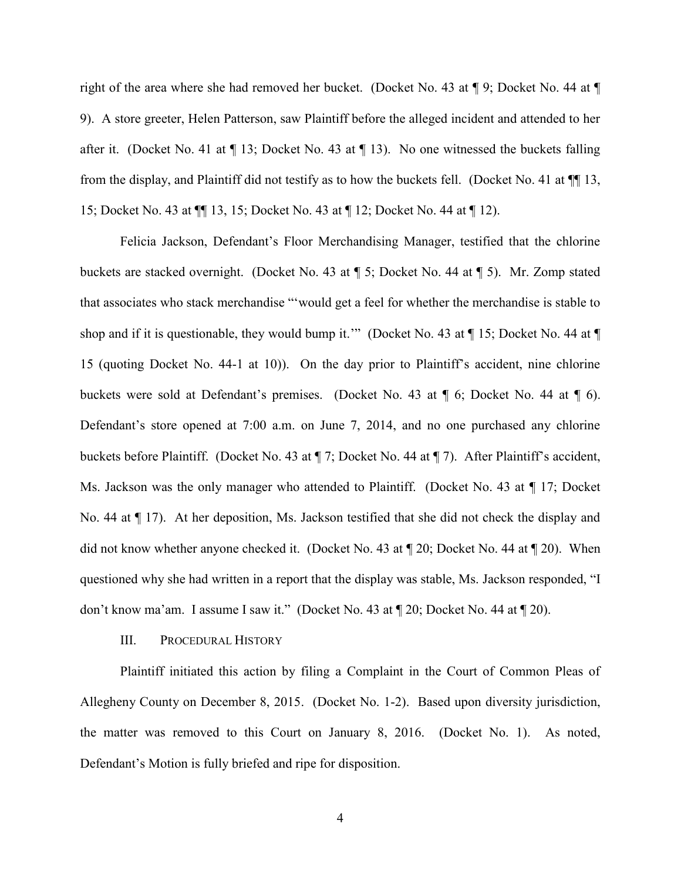right of the area where she had removed her bucket. (Docket No. 43 at ¶ 9; Docket No. 44 at ¶ 9). A store greeter, Helen Patterson, saw Plaintiff before the alleged incident and attended to her after it. (Docket No. 41 at ¶ 13; Docket No. 43 at ¶ 13). No one witnessed the buckets falling from the display, and Plaintiff did not testify as to how the buckets fell. (Docket No. 41 at ¶¶ 13, 15; Docket No. 43 at ¶¶ 13, 15; Docket No. 43 at ¶ 12; Docket No. 44 at ¶ 12).

Felicia Jackson, Defendant's Floor Merchandising Manager, testified that the chlorine buckets are stacked overnight. (Docket No. 43 at ¶ 5; Docket No. 44 at ¶ 5). Mr. Zomp stated that associates who stack merchandise "'would get a feel for whether the merchandise is stable to shop and if it is questionable, they would bump it.'" (Docket No. 43 at ¶ 15; Docket No. 44 at ¶ 15 (quoting Docket No. 44-1 at 10)). On the day prior to Plaintiff's accident, nine chlorine buckets were sold at Defendant's premises. (Docket No. 43 at ¶ 6; Docket No. 44 at ¶ 6). Defendant's store opened at 7:00 a.m. on June 7, 2014, and no one purchased any chlorine buckets before Plaintiff. (Docket No. 43 at ¶ 7; Docket No. 44 at ¶ 7). After Plaintiff's accident, Ms. Jackson was the only manager who attended to Plaintiff. (Docket No. 43 at ¶ 17; Docket No. 44 at ¶ 17). At her deposition, Ms. Jackson testified that she did not check the display and did not know whether anyone checked it. (Docket No. 43 at ¶ 20; Docket No. 44 at ¶ 20). When questioned why she had written in a report that the display was stable, Ms. Jackson responded, "I don't know ma'am. I assume I saw it." (Docket No. 43 at ¶ 20; Docket No. 44 at ¶ 20).

## III. PROCEDURAL HISTORY

Plaintiff initiated this action by filing a Complaint in the Court of Common Pleas of Allegheny County on December 8, 2015. (Docket No. 1-2). Based upon diversity jurisdiction, the matter was removed to this Court on January 8, 2016. (Docket No. 1). As noted, Defendant's Motion is fully briefed and ripe for disposition.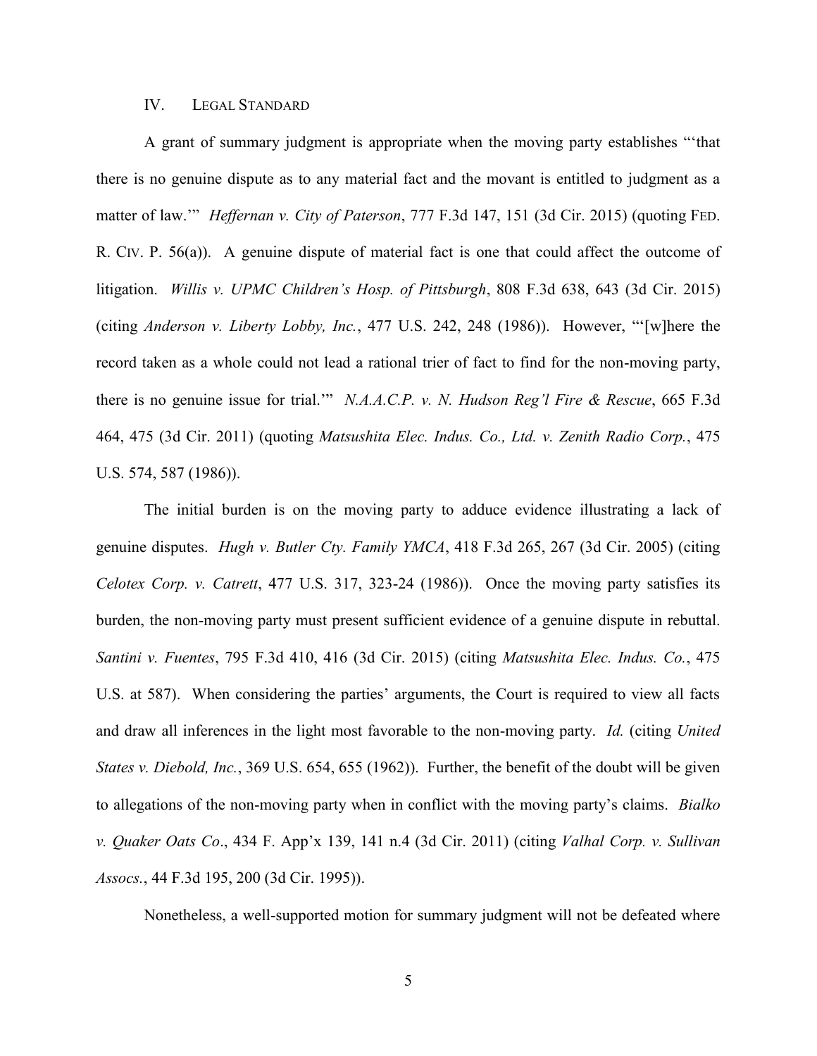## IV. Legal Standard

A grant of summary judgment is appropriate when the moving party establishes "'that there is no genuine dispute as to any material fact and the movant is entitled to judgment as a matter of law.'" *Heffernan v. City of Paterson*, 777 F.3d 147, 151 (3d Cir. 2015) (quoting Fed. R. Civ. P. 56(a)). A genuine dispute of material fact is one that could affect the outcome of litigation. *Willis v. UPMC Children's Hosp. of Pittsburgh*, 808 F.3d 638, 643 (3d Cir. 2015) (citing *Anderson v. Liberty Lobby, Inc.*, 477 U.S. 242, 248 (1986)). However, "'[w]here the record taken as a whole could not lead a rational trier of fact to find for the non-moving party, there is no genuine issue for trial.'" *N.A.A.C.P. v. N. Hudson Reg'l Fire & Rescue*, 665 F.3d 464, 475 (3d Cir. 2011) (quoting *Matsushita Elec. Indus. Co., Ltd. v. Zenith Radio Corp.*, 475 U.S. 574, 587 (1986)).

The initial burden is on the moving party to adduce evidence illustrating a lack of genuine disputes. *Hugh v. Butler Cty. Family YMCA*, 418 F.3d 265, 267 (3d Cir. 2005) (citing *Celotex Corp. v. Catrett*, 477 U.S. 317, 323-24 (1986)). Once the moving party satisfies its burden, the non-moving party must present sufficient evidence of a genuine dispute in rebuttal. *Santini v. Fuentes*, 795 F.3d 410, 416 (3d Cir. 2015) (citing *Matsushita Elec. Indus. Co.*, 475 U.S. at 587). When considering the parties' arguments, the Court is required to view all facts and draw all inferences in the light most favorable to the non-moving party. *Id.* (citing *United States v. Diebold, Inc.*, 369 U.S. 654, 655 (1962)). Further, the benefit of the doubt will be given to allegations of the non-moving party when in conflict with the moving party's claims. *Bialko v. Quaker Oats Co*., 434 F. App'x 139, 141 n.4 (3d Cir. 2011) (citing *Valhal Corp. v. Sullivan Assocs.*, 44 F.3d 195, 200 (3d Cir. 1995)).

Nonetheless, a well-supported motion for summary judgment will not be defeated where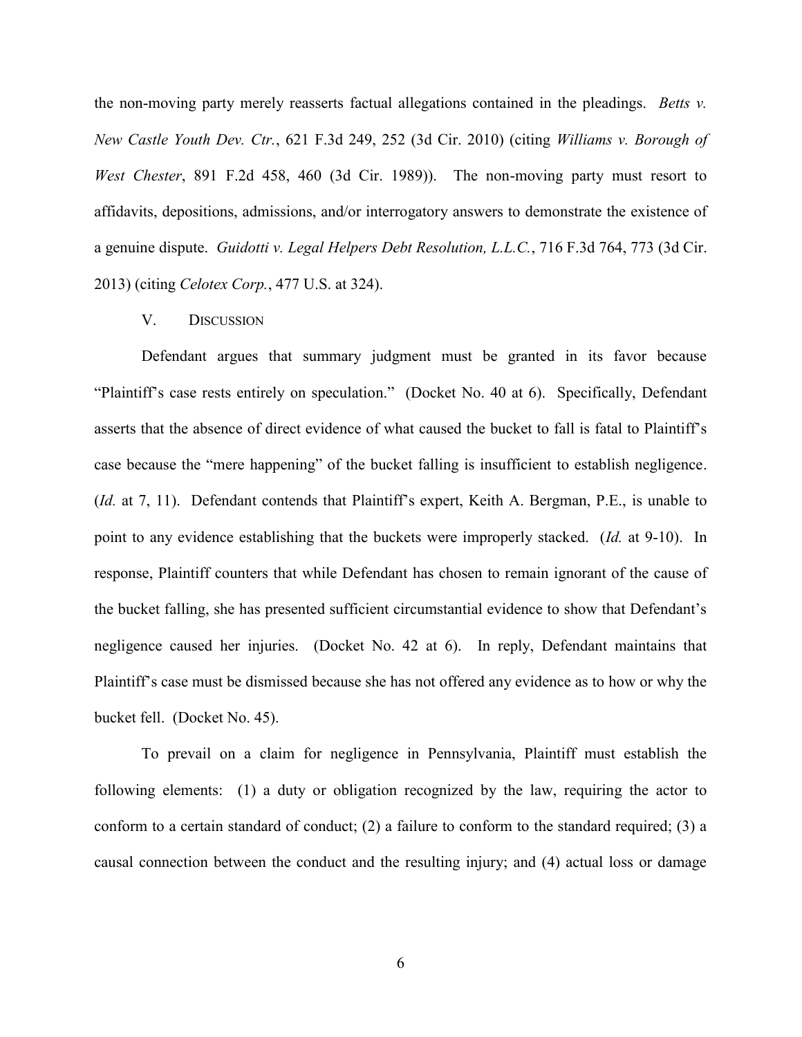the non-moving party merely reasserts factual allegations contained in the pleadings. *Betts v. New Castle Youth Dev. Ctr.*, 621 F.3d 249, 252 (3d Cir. 2010) (citing *Williams v. Borough of West Chester*, 891 F.2d 458, 460 (3d Cir. 1989)). The non-moving party must resort to affidavits, depositions, admissions, and/or interrogatory answers to demonstrate the existence of a genuine dispute. *Guidotti v. Legal Helpers Debt Resolution, L.L.C.*, 716 F.3d 764, 773 (3d Cir. 2013) (citing *Celotex Corp.*, 477 U.S. at 324).

## V. DISCUSSION

Defendant argues that summary judgment must be granted in its favor because "Plaintiff's case rests entirely on speculation." (Docket No. 40 at 6). Specifically, Defendant asserts that the absence of direct evidence of what caused the bucket to fall is fatal to Plaintiff's case because the "mere happening" of the bucket falling is insufficient to establish negligence. (*Id.* at 7, 11). Defendant contends that Plaintiff's expert, Keith A. Bergman, P.E., is unable to point to any evidence establishing that the buckets were improperly stacked. (*Id.* at 9-10). In response, Plaintiff counters that while Defendant has chosen to remain ignorant of the cause of the bucket falling, she has presented sufficient circumstantial evidence to show that Defendant's negligence caused her injuries. (Docket No. 42 at 6). In reply, Defendant maintains that Plaintiff's case must be dismissed because she has not offered any evidence as to how or why the bucket fell. (Docket No. 45).

To prevail on a claim for negligence in Pennsylvania, Plaintiff must establish the following elements: (1) a duty or obligation recognized by the law, requiring the actor to conform to a certain standard of conduct; (2) a failure to conform to the standard required; (3) a causal connection between the conduct and the resulting injury; and (4) actual loss or damage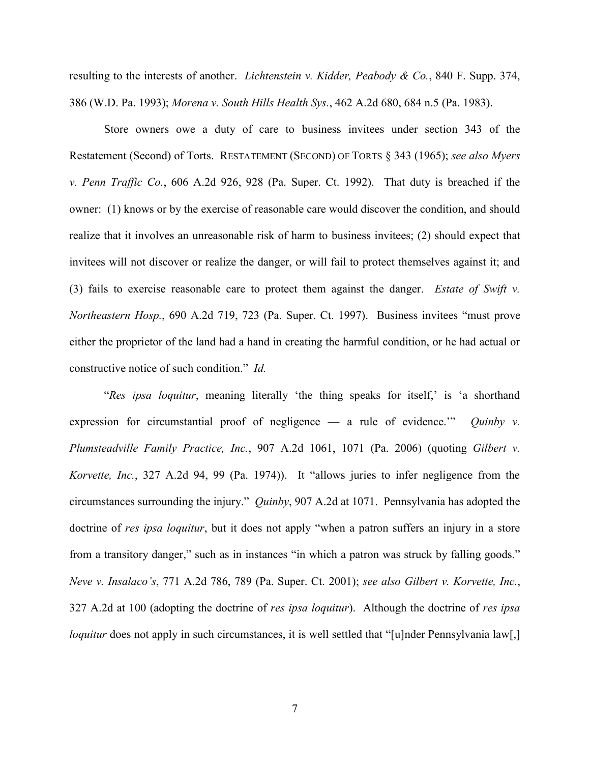resulting to the interests of another. *Lichtenstein v. Kidder, Peabody & Co.*, 840 F. Supp. 374, 386 (W.D. Pa. 1993); *Morena v. South Hills Health Sys.*, 462 A.2d 680, 684 n.5 (Pa. 1983).

Store owners owe a duty of care to business invitees under section 343 of the Restatement (Second) of Torts. RESTATEMENT (SECOND) OF TORTS § 343 (1965); *see also Myers v. Penn Traffic Co.*, 606 A.2d 926, 928 (Pa. Super. Ct. 1992). That duty is breached if the owner: (1) knows or by the exercise of reasonable care would discover the condition, and should realize that it involves an unreasonable risk of harm to business invitees; (2) should expect that invitees will not discover or realize the danger, or will fail to protect themselves against it; and (3) fails to exercise reasonable care to protect them against the danger. *Estate of Swift v. Northeastern Hosp.*, 690 A.2d 719, 723 (Pa. Super. Ct. 1997). Business invitees "must prove either the proprietor of the land had a hand in creating the harmful condition, or he had actual or constructive notice of such condition." *Id.*

"*Res ipsa loquitur*, meaning literally 'the thing speaks for itself,' is 'a shorthand expression for circumstantial proof of negligence — a rule of evidence.'" *Quinby v. Plumsteadville Family Practice, Inc.*, 907 A.2d 1061, 1071 (Pa. 2006) (quoting *Gilbert v. Korvette, Inc.*, 327 A.2d 94, 99 (Pa. 1974)). It "allows juries to infer negligence from the circumstances surrounding the injury." *Quinby*, 907 A.2d at 1071. Pennsylvania has adopted the doctrine of *res ipsa loquitur*, but it does not apply "when a patron suffers an injury in a store from a transitory danger," such as in instances "in which a patron was struck by falling goods." *Neve v. Insalaco's*, 771 A.2d 786, 789 (Pa. Super. Ct. 2001); *see also Gilbert v. Korvette, Inc.*, 327 A.2d at 100 (adopting the doctrine of *res ipsa loquitur*). Although the doctrine of *res ipsa loquitur* does not apply in such circumstances, it is well settled that "[u]nder Pennsylvania law[,]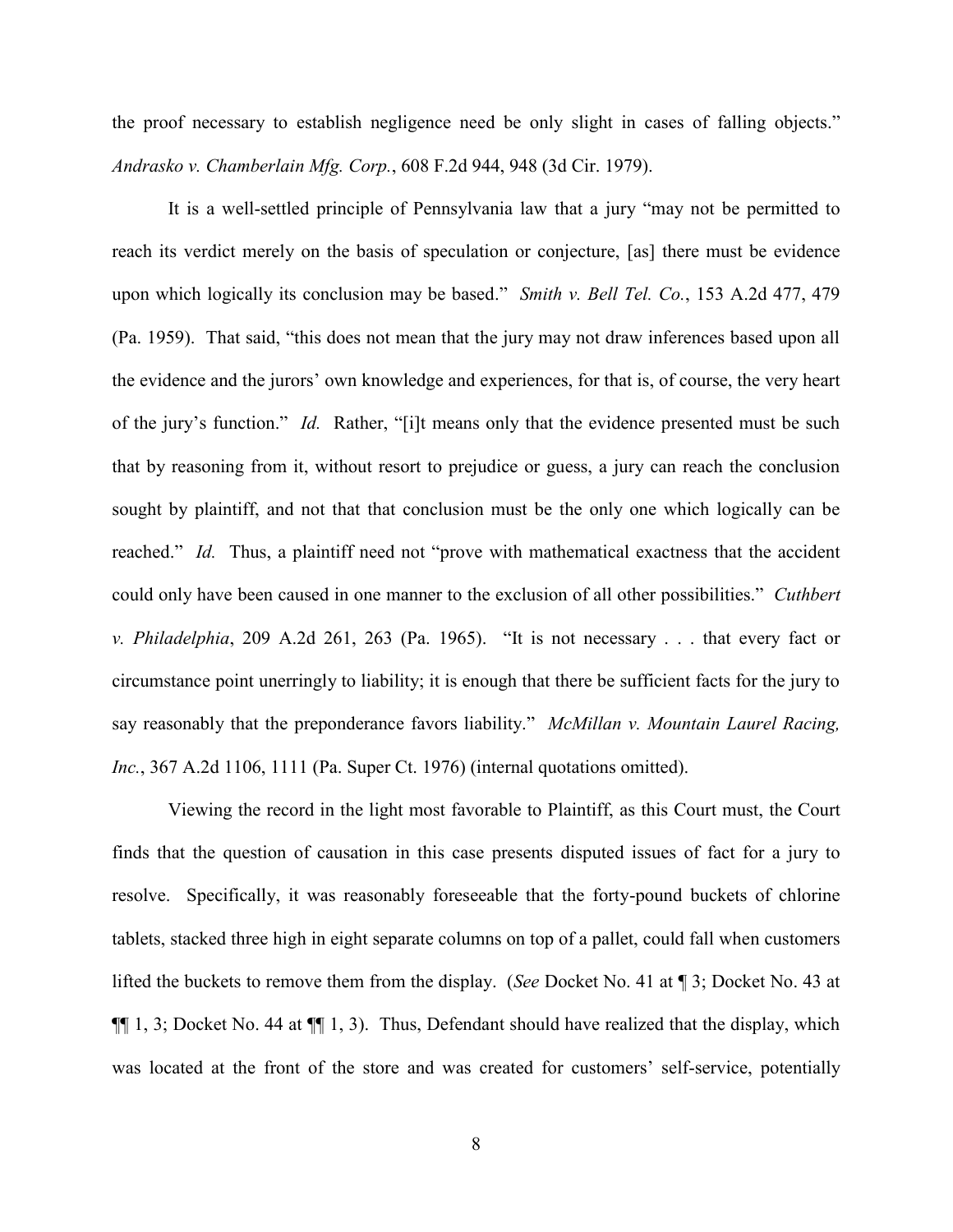the proof necessary to establish negligence need be only slight in cases of falling objects." *Andrasko v. Chamberlain Mfg. Corp.*, 608 F.2d 944, 948 (3d Cir. 1979).

It is a well-settled principle of Pennsylvania law that a jury "may not be permitted to reach its verdict merely on the basis of speculation or conjecture, [as] there must be evidence upon which logically its conclusion may be based." *Smith v. Bell Tel. Co.*, 153 A.2d 477, 479 (Pa. 1959). That said, "this does not mean that the jury may not draw inferences based upon all the evidence and the jurors' own knowledge and experiences, for that is, of course, the very heart of the jury's function." *Id.* Rather, "[i]t means only that the evidence presented must be such that by reasoning from it, without resort to prejudice or guess, a jury can reach the conclusion sought by plaintiff, and not that that conclusion must be the only one which logically can be reached." *Id.* Thus, a plaintiff need not "prove with mathematical exactness that the accident could only have been caused in one manner to the exclusion of all other possibilities." *Cuthbert v. Philadelphia*, 209 A.2d 261, 263 (Pa. 1965). "It is not necessary . . . that every fact or circumstance point unerringly to liability; it is enough that there be sufficient facts for the jury to say reasonably that the preponderance favors liability." *McMillan v. Mountain Laurel Racing, Inc.*, 367 A.2d 1106, 1111 (Pa. Super Ct. 1976) (internal quotations omitted).

Viewing the record in the light most favorable to Plaintiff, as this Court must, the Court finds that the question of causation in this case presents disputed issues of fact for a jury to resolve. Specifically, it was reasonably foreseeable that the forty-pound buckets of chlorine tablets, stacked three high in eight separate columns on top of a pallet, could fall when customers lifted the buckets to remove them from the display. (*See* Docket No. 41 at ¶ 3; Docket No. 43 at ¶¶ 1, 3; Docket No. 44 at ¶¶ 1, 3). Thus, Defendant should have realized that the display, which was located at the front of the store and was created for customers' self-service, potentially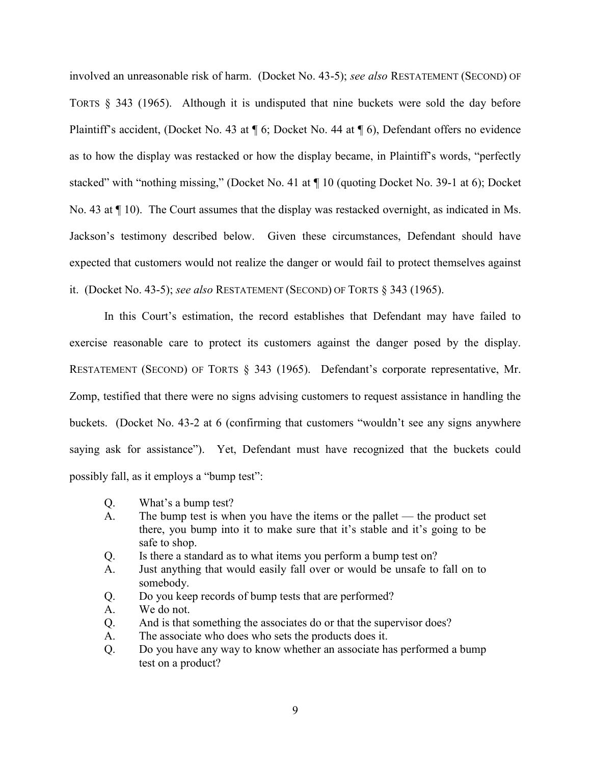involved an unreasonable risk of harm. (Docket No. 43-5); *see also* RESTATEMENT (SECOND) OF TORTS § 343 (1965). Although it is undisputed that nine buckets were sold the day before Plaintiff's accident, (Docket No. 43 at ¶ 6; Docket No. 44 at ¶ 6), Defendant offers no evidence as to how the display was restacked or how the display became, in Plaintiff's words, "perfectly stacked" with "nothing missing," (Docket No. 41 at ¶ 10 (quoting Docket No. 39-1 at 6); Docket No. 43 at ¶ 10). The Court assumes that the display was restacked overnight, as indicated in Ms. Jackson's testimony described below. Given these circumstances, Defendant should have expected that customers would not realize the danger or would fail to protect themselves against it. (Docket No. 43-5); *see also* RESTATEMENT (SECOND) OF TORTS § 343 (1965).

In this Court's estimation, the record establishes that Defendant may have failed to exercise reasonable care to protect its customers against the danger posed by the display. RESTATEMENT (SECOND) OF TORTS § 343 (1965). Defendant's corporate representative, Mr. Zomp, testified that there were no signs advising customers to request assistance in handling the buckets. (Docket No. 43-2 at 6 (confirming that customers "wouldn't see any signs anywhere saying ask for assistance"). Yet, Defendant must have recognized that the buckets could possibly fall, as it employs a "bump test":

> Q. What's a bump test?
> A. The bump test is when you have the items or the pallet — the product set there, you bump into it to make sure that it's stable and it's going to be safe to shop.
> Q. Is there a standard as to what items you perform a bump test on?
> A. Just anything that would easily fall over or would be unsafe to fall on to somebody.
> Q. Do you keep records of bump tests that are performed?
> A. We do not.
> Q. And is that something the associates do or that the supervisor does?
> A. The associate who does who sets the products does it.
> Q. Do you have any way to know whether an associate has performed a bump test on a product?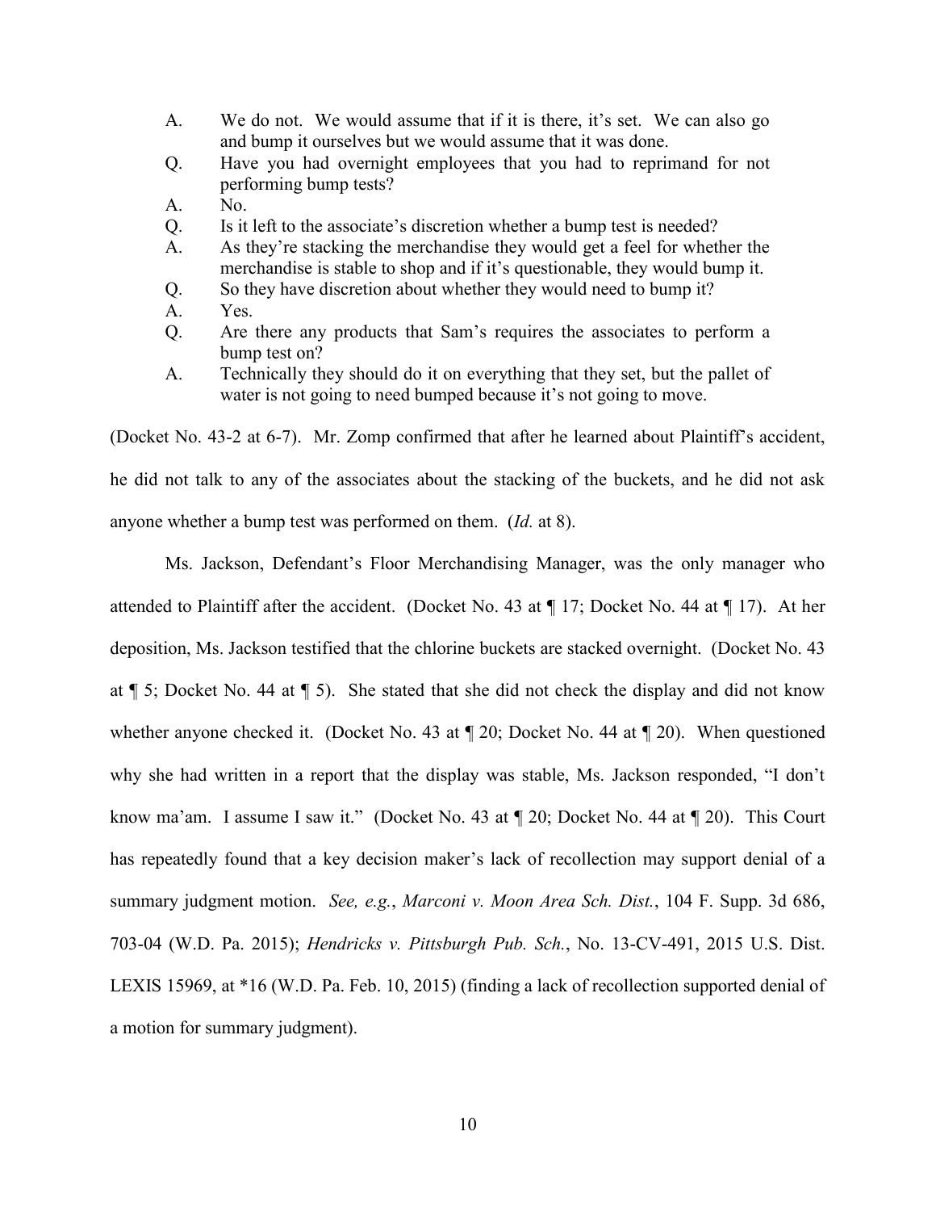A. We do not. We would assume that if it is there, it's set. We can also go and bump it ourselves but we would assume that it was done.

Q. Have you had overnight employees that you had to reprimand for not performing bump tests?

A. No.

Q. Is it left to the associate's discretion whether a bump test is needed?

A. As they're stacking the merchandise they would get a feel for whether the merchandise is stable to shop and if it's questionable, they would bump it.

Q. So they have discretion about whether they would need to bump it?

A. Yes.

Q. Are there any products that Sam's requires the associates to perform a bump test on?

A. Technically they should do it on everything that they set, but the pallet of water is not going to need bumped because it's not going to move.

(Docket No. 43-2 at 6-7). Mr. Zomp confirmed that after he learned about Plaintiff's accident, he did not talk to any of the associates about the stacking of the buckets, and he did not ask anyone whether a bump test was performed on them. (*Id.* at 8).

Ms. Jackson, Defendant's Floor Merchandising Manager, was the only manager who attended to Plaintiff after the accident. (Docket No. 43 at ¶ 17; Docket No. 44 at ¶ 17). At her deposition, Ms. Jackson testified that the chlorine buckets are stacked overnight. (Docket No. 43 at ¶ 5; Docket No. 44 at ¶ 5). She stated that she did not check the display and did not know whether anyone checked it. (Docket No. 43 at ¶ 20; Docket No. 44 at ¶ 20). When questioned why she had written in a report that the display was stable, Ms. Jackson responded, "I don't know ma'am. I assume I saw it." (Docket No. 43 at ¶ 20; Docket No. 44 at ¶ 20). This Court has repeatedly found that a key decision maker's lack of recollection may support denial of a summary judgment motion. *See, e.g.*, *Marconi v. Moon Area Sch. Dist.*, 104 F. Supp. 3d 686, 703-04 (W.D. Pa. 2015); *Hendricks v. Pittsburgh Pub. Sch.*, No. 13-CV-491, 2015 U.S. Dist. LEXIS 15969, at *16 (W.D. Pa. Feb. 10, 2015) (finding a lack of recollection supported denial of a motion for summary judgment).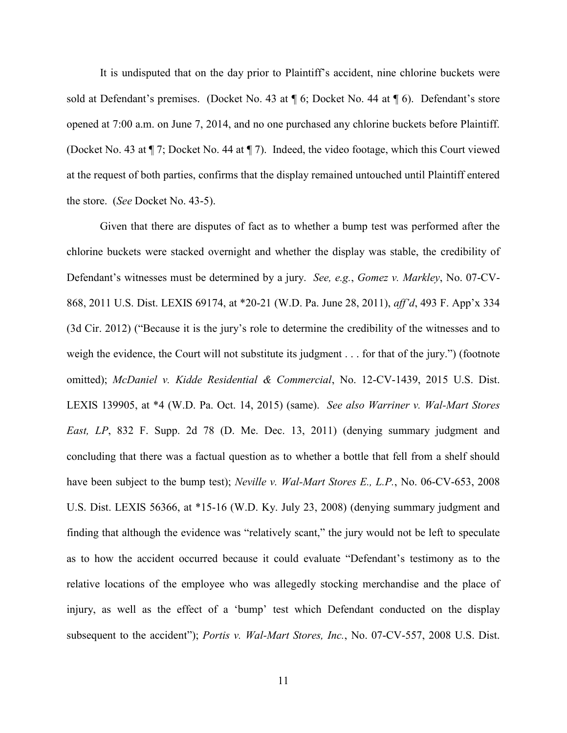It is undisputed that on the day prior to Plaintiff's accident, nine chlorine buckets were sold at Defendant's premises. (Docket No. 43 at ¶ 6; Docket No. 44 at ¶ 6). Defendant's store opened at 7:00 a.m. on June 7, 2014, and no one purchased any chlorine buckets before Plaintiff. (Docket No. 43 at ¶ 7; Docket No. 44 at ¶ 7). Indeed, the video footage, which this Court viewed at the request of both parties, confirms that the display remained untouched until Plaintiff entered the store. (*See* Docket No. 43-5).

Given that there are disputes of fact as to whether a bump test was performed after the chlorine buckets were stacked overnight and whether the display was stable, the credibility of Defendant's witnesses must be determined by a jury. *See, e.g.*, *Gomez v. Markley*, No. 07-CV-868, 2011 U.S. Dist. LEXIS 69174, at *20-21 (W.D. Pa. June 28, 2011), *aff'd*, 493 F. App'x 334 (3d Cir. 2012) ("Because it is the jury's role to determine the credibility of the witnesses and to weigh the evidence, the Court will not substitute its judgment . . . for that of the jury.") (footnote omitted); *McDaniel v. Kidde Residential & Commercial*, No. 12-CV-1439, 2015 U.S. Dist. LEXIS 139905, at *4 (W.D. Pa. Oct. 14, 2015) (same). *See also Warriner v. Wal-Mart Stores East, LP*, 832 F. Supp. 2d 78 (D. Me. Dec. 13, 2011) (denying summary judgment and concluding that there was a factual question as to whether a bottle that fell from a shelf should have been subject to the bump test); *Neville v. Wal-Mart Stores E., L.P.*, No. 06-CV-653, 2008 U.S. Dist. LEXIS 56366, at *15-16 (W.D. Ky. July 23, 2008) (denying summary judgment and finding that although the evidence was "relatively scant," the jury would not be left to speculate as to how the accident occurred because it could evaluate "Defendant's testimony as to the relative locations of the employee who was allegedly stocking merchandise and the place of injury, as well as the effect of a 'bump' test which Defendant conducted on the display subsequent to the accident"); *Portis v. Wal-Mart Stores, Inc.*, No. 07-CV-557, 2008 U.S. Dist.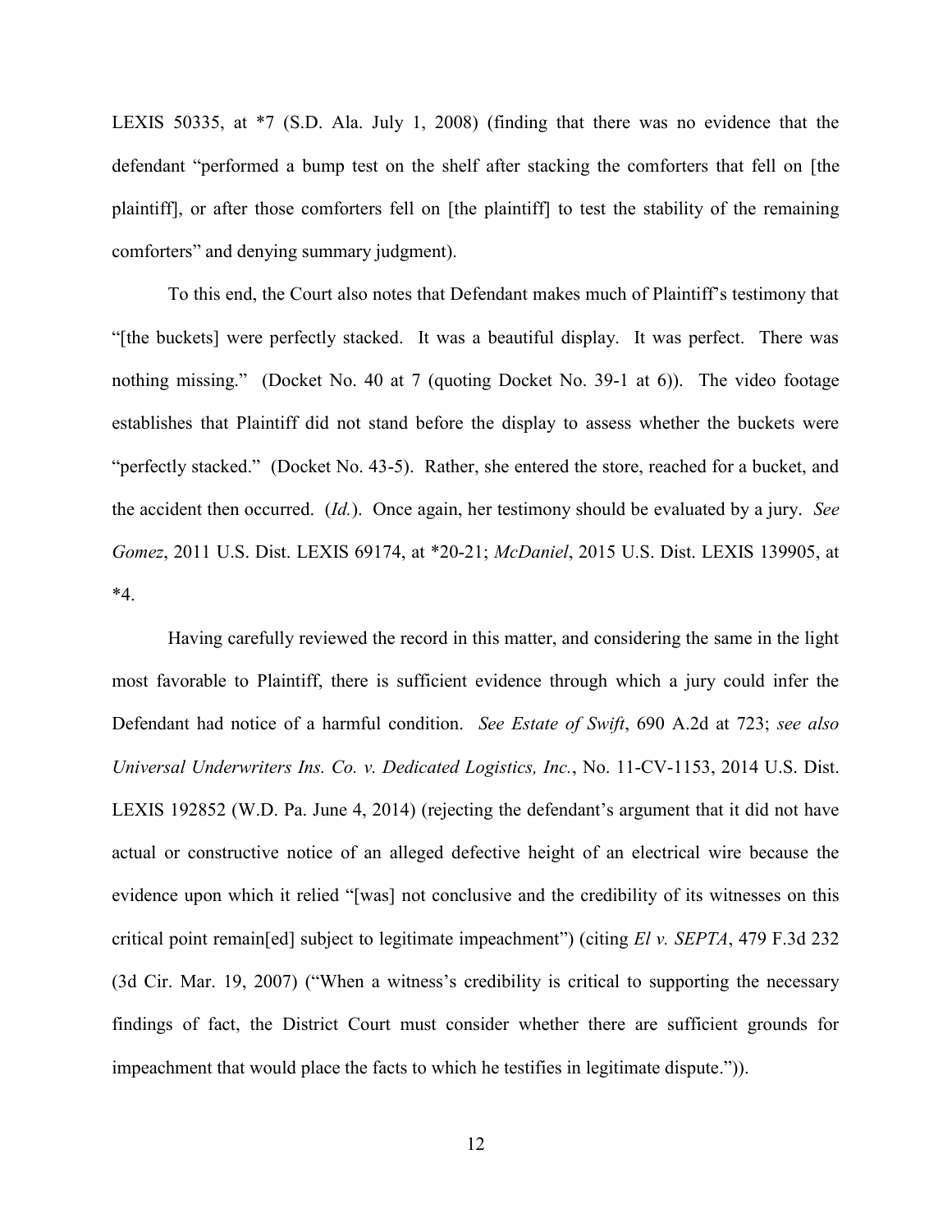LEXIS 50335, at *7 (S.D. Ala. July 1, 2008) (finding that there was no evidence that the defendant "performed a bump test on the shelf after stacking the comforters that fell on [the plaintiff], or after those comforters fell on [the plaintiff] to test the stability of the remaining comforters" and denying summary judgment).

To this end, the Court also notes that Defendant makes much of Plaintiff's testimony that "[the buckets] were perfectly stacked. It was a beautiful display. It was perfect. There was nothing missing." (Docket No. 40 at 7 (quoting Docket No. 39-1 at 6)). The video footage establishes that Plaintiff did not stand before the display to assess whether the buckets were "perfectly stacked." (Docket No. 43-5). Rather, she entered the store, reached for a bucket, and the accident then occurred. (*Id.*). Once again, her testimony should be evaluated by a jury. *See Gomez*, 2011 U.S. Dist. LEXIS 69174, at *20-21; *McDaniel*, 2015 U.S. Dist. LEXIS 139905, at *4.

Having carefully reviewed the record in this matter, and considering the same in the light most favorable to Plaintiff, there is sufficient evidence through which a jury could infer the Defendant had notice of a harmful condition. *See Estate of Swift*, 690 A.2d at 723; *see also Universal Underwriters Ins. Co. v. Dedicated Logistics, Inc.*, No. 11-CV-1153, 2014 U.S. Dist. LEXIS 192852 (W.D. Pa. June 4, 2014) (rejecting the defendant's argument that it did not have actual or constructive notice of an alleged defective height of an electrical wire because the evidence upon which it relied "[was] not conclusive and the credibility of its witnesses on this critical point remain[ed] subject to legitimate impeachment") (citing *El v. SEPTA*, 479 F.3d 232 (3d Cir. Mar. 19, 2007) ("When a witness's credibility is critical to supporting the necessary findings of fact, the District Court must consider whether there are sufficient grounds for impeachment that would place the facts to which he testifies in legitimate dispute.")).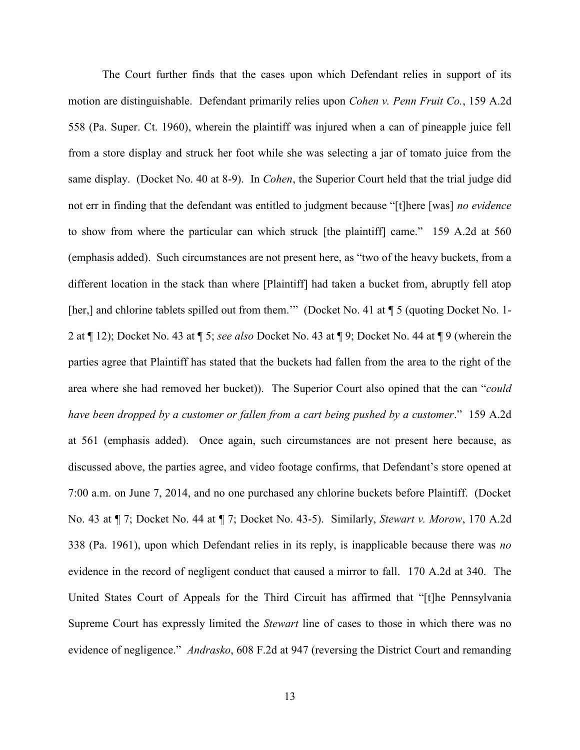The Court further finds that the cases upon which Defendant relies in support of its motion are distinguishable. Defendant primarily relies upon *Cohen v. Penn Fruit Co.*, 159 A.2d 558 (Pa. Super. Ct. 1960), wherein the plaintiff was injured when a can of pineapple juice fell from a store display and struck her foot while she was selecting a jar of tomato juice from the same display. (Docket No. 40 at 8-9). In *Cohen*, the Superior Court held that the trial judge did not err in finding that the defendant was entitled to judgment because "[t]here [was] *no evidence* to show from where the particular can which struck [the plaintiff] came." 159 A.2d at 560 (emphasis added). Such circumstances are not present here, as "two of the heavy buckets, from a different location in the stack than where [Plaintiff] had taken a bucket from, abruptly fell atop [her,] and chlorine tablets spilled out from them.'" (Docket No. 41 at ¶ 5 (quoting Docket No. 1-2 at ¶ 12); Docket No. 43 at ¶ 5; *see also* Docket No. 43 at ¶ 9; Docket No. 44 at ¶ 9 (wherein the parties agree that Plaintiff has stated that the buckets had fallen from the area to the right of the area where she had removed her bucket)). The Superior Court also opined that the can "*could have been dropped by a customer or fallen from a cart being pushed by a customer*." 159 A.2d at 561 (emphasis added). Once again, such circumstances are not present here because, as discussed above, the parties agree, and video footage confirms, that Defendant's store opened at 7:00 a.m. on June 7, 2014, and no one purchased any chlorine buckets before Plaintiff. (Docket No. 43 at ¶ 7; Docket No. 44 at ¶ 7; Docket No. 43-5). Similarly, *Stewart v. Morow*, 170 A.2d 338 (Pa. 1961), upon which Defendant relies in its reply, is inapplicable because there was *no* evidence in the record of negligent conduct that caused a mirror to fall. 170 A.2d at 340. The United States Court of Appeals for the Third Circuit has affirmed that "[t]he Pennsylvania Supreme Court has expressly limited the *Stewart* line of cases to those in which there was no evidence of negligence." *Andrasko*, 608 F.2d at 947 (reversing the District Court and remanding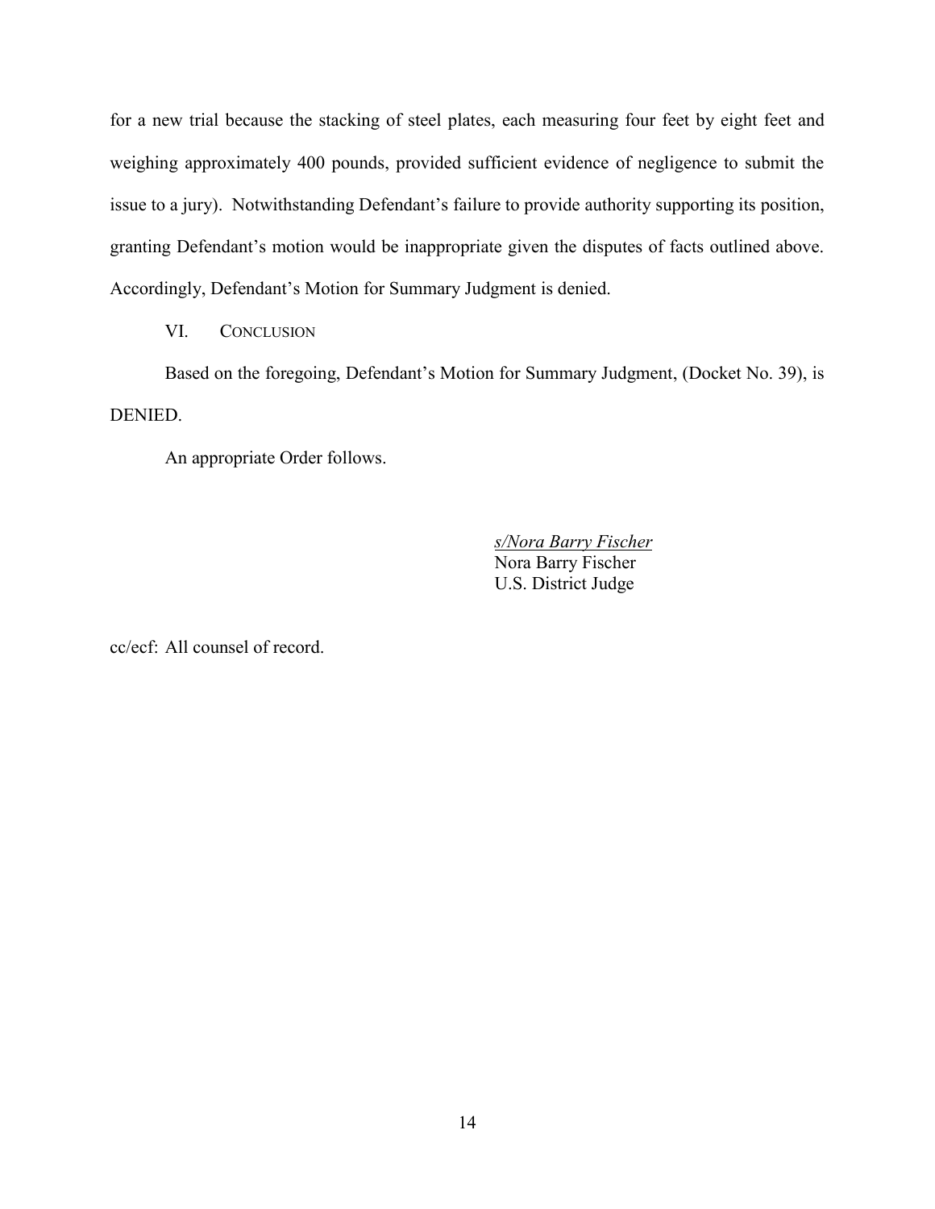for a new trial because the stacking of steel plates, each measuring four feet by eight feet and weighing approximately 400 pounds, provided sufficient evidence of negligence to submit the issue to a jury). Notwithstanding Defendant's failure to provide authority supporting its position, granting Defendant's motion would be inappropriate given the disputes of facts outlined above. Accordingly, Defendant's Motion for Summary Judgment is denied.

## VI. CONCLUSION

Based on the foregoing, Defendant's Motion for Summary Judgment, (Docket No. 39), is DENIED.

An appropriate Order follows.

*s/Nora Barry Fischer*
Nora Barry Fischer
U.S. District Judge

cc/ecf: All counsel of record.